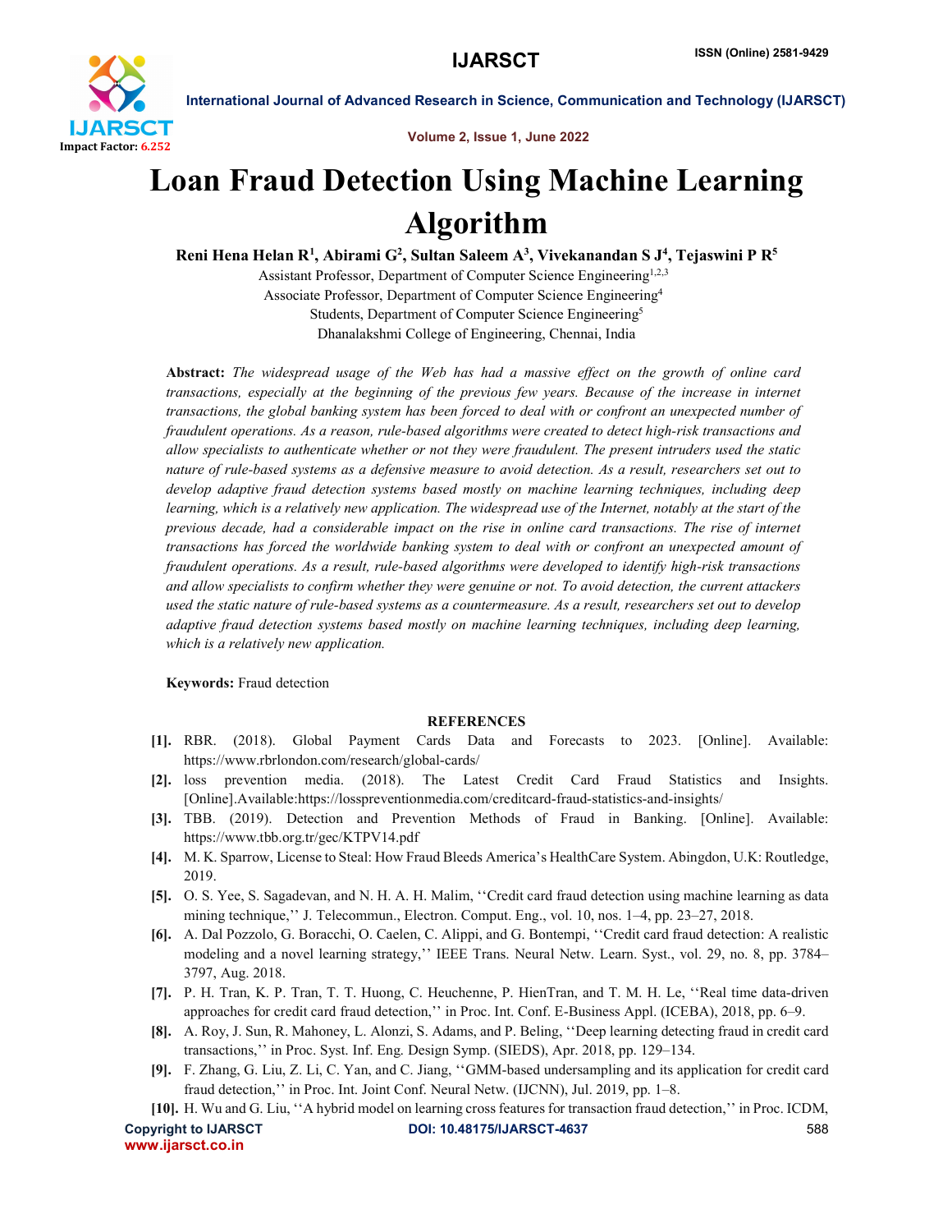# Loan Fraud Detection Using Machine Learning Algorithm

**Reni Hena Helan R[1], Abirami G[2], Sultan Saleem A[3], Vivekanandan S J[4], Tejaswini P R[5]**

Assistant Professor, Department of Computer Science Engineering[1,2,3]
Associate Professor, Department of Computer Science Engineering[4]
Students, Department of Computer Science Engineering[5]
Dhanalakshmi College of Engineering, Chennai, India

**Abstract:** *The widespread usage of the Web has had a massive effect on the growth of online card transactions, especially at the beginning of the previous few years. Because of the increase in internet transactions, the global banking system has been forced to deal with or confront an unexpected number of fraudulent operations. As a reason, rule-based algorithms were created to detect high-risk transactions and allow specialists to authenticate whether or not they were fraudulent. The present intruders used the static nature of rule-based systems as a defensive measure to avoid detection. As a result, researchers set out to develop adaptive fraud detection systems based mostly on machine learning techniques, including deep learning, which is a relatively new application. The widespread use of the Internet, notably at the start of the previous decade, had a considerable impact on the rise in online card transactions. The rise of internet transactions has forced the worldwide banking system to deal with or confront an unexpected amount of fraudulent operations. As a result, rule-based algorithms were developed to identify high-risk transactions and allow specialists to confirm whether they were genuine or not. To avoid detection, the current attackers used the static nature of rule-based systems as a countermeasure. As a result, researchers set out to develop adaptive fraud detection systems based mostly on machine learning techniques, including deep learning, which is a relatively new application.*

**Keywords:** Fraud detection

## REFERENCES

[1]. RBR. (2018). Global Payment Cards Data and Forecasts to 2023. [Online]. Available: https://www.rbrlondon.com/research/global-cards/

[2]. loss prevention media. (2018). The Latest Credit Card Fraud Statistics and Insights. [Online].Available:https://losspreventionmedia.com/creditcard-fraud-statistics-and-insights/

[3]. TBB. (2019). Detection and Prevention Methods of Fraud in Banking. [Online]. Available: https://www.tbb.org.tr/gec/KTPV14.pdf

[4]. M. K. Sparrow, License to Steal: How Fraud Bleeds America's HealthCare System. Abingdon, U.K: Routledge, 2019.

[5]. O. S. Yee, S. Sagadevan, and N. H. A. H. Malim, ''Credit card fraud detection using machine learning as data mining technique,'' J. Telecommun., Electron. Comput. Eng., vol. 10, nos. 1–4, pp. 23–27, 2018.

[6]. A. Dal Pozzolo, G. Boracchi, O. Caelen, C. Alippi, and G. Bontempi, ''Credit card fraud detection: A realistic modeling and a novel learning strategy,'' IEEE Trans. Neural Netw. Learn. Syst., vol. 29, no. 8, pp. 3784–3797, Aug. 2018.

[7]. P. H. Tran, K. P. Tran, T. T. Huong, C. Heuchenne, P. HienTran, and T. M. H. Le, ''Real time data-driven approaches for credit card fraud detection,'' in Proc. Int. Conf. E-Business Appl. (ICEBA), 2018, pp. 6–9.

[8]. A. Roy, J. Sun, R. Mahoney, L. Alonzi, S. Adams, and P. Beling, ''Deep learning detecting fraud in credit card transactions,'' in Proc. Syst. Inf. Eng. Design Symp. (SIEDS), Apr. 2018, pp. 129–134.

[9]. F. Zhang, G. Liu, Z. Li, C. Yan, and C. Jiang, ''GMM-based undersampling and its application for credit card fraud detection,'' in Proc. Int. Joint Conf. Neural Netw. (IJCNN), Jul. 2019, pp. 1–8.

[10]. H. Wu and G. Liu, ''A hybrid model on learning cross features for transaction fraud detection,'' in Proc. ICDM,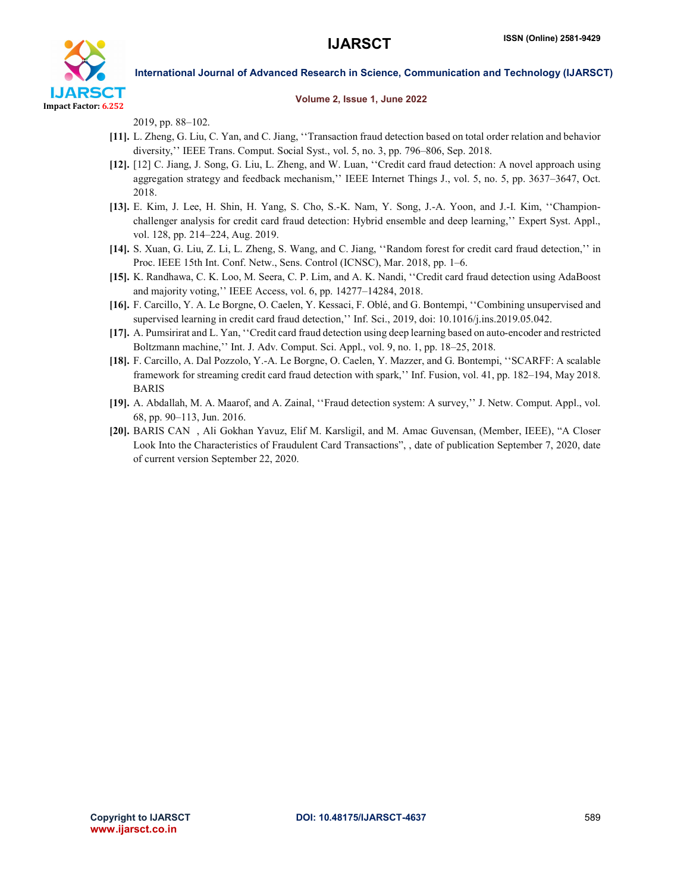2019, pp. 88–102.

[11]. L. Zheng, G. Liu, C. Yan, and C. Jiang, ''Transaction fraud detection based on total order relation and behavior diversity,'' IEEE Trans. Comput. Social Syst., vol. 5, no. 3, pp. 796–806, Sep. 2018.

[12]. [12] C. Jiang, J. Song, G. Liu, L. Zheng, and W. Luan, ''Credit card fraud detection: A novel approach using aggregation strategy and feedback mechanism,'' IEEE Internet Things J., vol. 5, no. 5, pp. 3637–3647, Oct. 2018.

[13]. E. Kim, J. Lee, H. Shin, H. Yang, S. Cho, S.-K. Nam, Y. Song, J.-A. Yoon, and J.-I. Kim, ''Champion-challenger analysis for credit card fraud detection: Hybrid ensemble and deep learning,'' Expert Syst. Appl., vol. 128, pp. 214–224, Aug. 2019.

[14]. S. Xuan, G. Liu, Z. Li, L. Zheng, S. Wang, and C. Jiang, ''Random forest for credit card fraud detection,'' in Proc. IEEE 15th Int. Conf. Netw., Sens. Control (ICNSC), Mar. 2018, pp. 1–6.

[15]. K. Randhawa, C. K. Loo, M. Seera, C. P. Lim, and A. K. Nandi, ''Credit card fraud detection using AdaBoost and majority voting,'' IEEE Access, vol. 6, pp. 14277–14284, 2018.

[16]. F. Carcillo, Y. A. Le Borgne, O. Caelen, Y. Kessaci, F. Oblé, and G. Bontempi, ''Combining unsupervised and supervised learning in credit card fraud detection,'' Inf. Sci., 2019, doi: 10.1016/j.ins.2019.05.042.

[17]. A. Pumsirirat and L. Yan, ''Credit card fraud detection using deep learning based on auto-encoder and restricted Boltzmann machine,'' Int. J. Adv. Comput. Sci. Appl., vol. 9, no. 1, pp. 18–25, 2018.

[18]. F. Carcillo, A. Dal Pozzolo, Y.-A. Le Borgne, O. Caelen, Y. Mazzer, and G. Bontempi, ''SCARFF: A scalable framework for streaming credit card fraud detection with spark,'' Inf. Fusion, vol. 41, pp. 182–194, May 2018. BARIS

[19]. A. Abdallah, M. A. Maarof, and A. Zainal, ''Fraud detection system: A survey,'' J. Netw. Comput. Appl., vol. 68, pp. 90–113, Jun. 2016.

[20]. BARIS CAN , Ali Gokhan Yavuz, Elif M. Karsligil, and M. Amac Guvensan, (Member, IEEE), "A Closer Look Into the Characteristics of Fraudulent Card Transactions", , date of publication September 7, 2020, date of current version September 22, 2020.